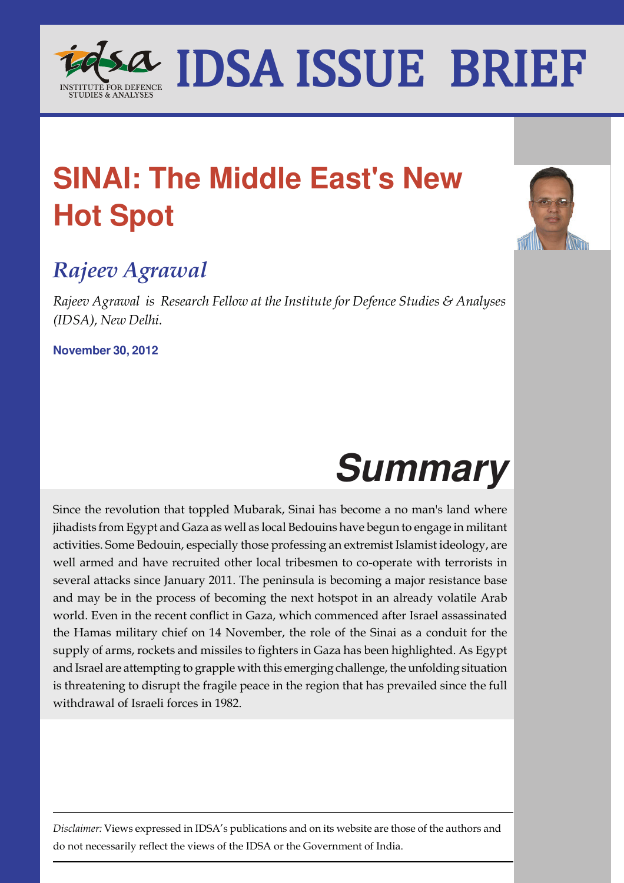# IDSA ISSUE BRIEF

# SINAI: The Middle East's New Hot Spot

## *Rajeev Agrawal*

*Rajeev Agrawal is Research Fellow at the Institute for Defence Studies & Analyses (IDSA), New Delhi.*

**November 30, 2012**

## Summary

Since the revolution that toppled Mubarak, Sinai has become a no man's land where jihadists from Egypt and Gaza as well as local Bedouins have begun to engage in militant activities. Some Bedouin, especially those professing an extremist Islamist ideology, are well armed and have recruited other local tribesmen to co-operate with terrorists in several attacks since January 2011. The peninsula is becoming a major resistance base and may be in the process of becoming the next hotspot in an already volatile Arab world. Even in the recent conflict in Gaza, which commenced after Israel assassinated the Hamas military chief on 14 November, the role of the Sinai as a conduit for the supply of arms, rockets and missiles to fighters in Gaza has been highlighted. As Egypt and Israel are attempting to grapple with this emerging challenge, the unfolding situation is threatening to disrupt the fragile peace in the region that has prevailed since the full withdrawal of Israeli forces in 1982.

*Disclaimer:* Views expressed in IDSA's publications and on its website are those of the authors and do not necessarily reflect the views of the IDSA or the Government of India.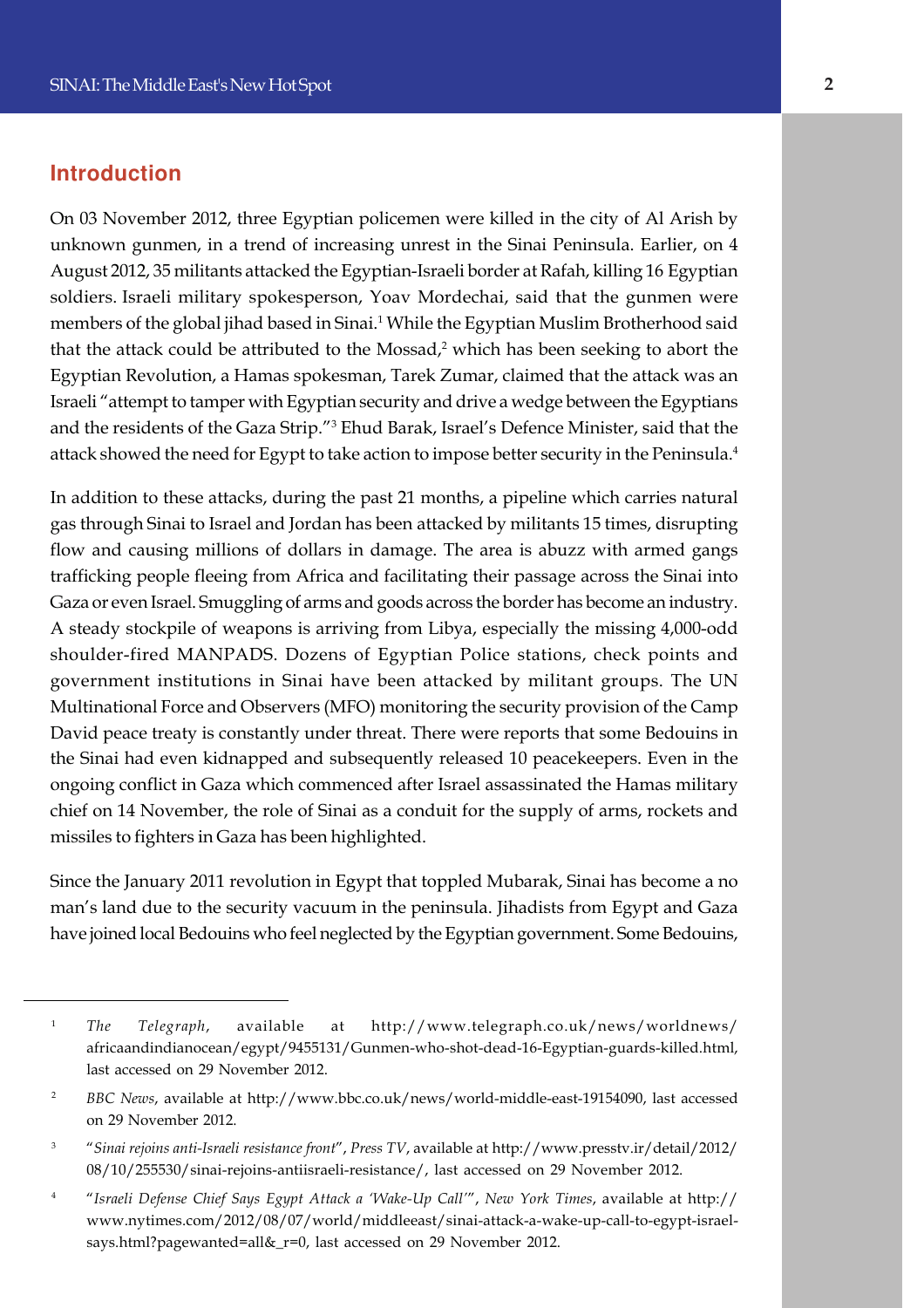## Introduction

On 03 November 2012, three Egyptian policemen were killed in the city of Al Arish by unknown gunmen, in a trend of increasing unrest in the Sinai Peninsula. Earlier, on 4 August 2012, 35 militants attacked the Egyptian-Israeli border at Rafah, killing 16 Egyptian soldiers. Israeli military spokesperson, Yoav Mordechai, said that the gunmen were members of the global jihad based in Sinai.[1] While the Egyptian Muslim Brotherhood said that the attack could be attributed to the Mossad,[2] which has been seeking to abort the Egyptian Revolution, a Hamas spokesman, Tarek Zumar, claimed that the attack was an Israeli "attempt to tamper with Egyptian security and drive a wedge between the Egyptians and the residents of the Gaza Strip."[3] Ehud Barak, Israel's Defence Minister, said that the attack showed the need for Egypt to take action to impose better security in the Peninsula.[4]

In addition to these attacks, during the past 21 months, a pipeline which carries natural gas through Sinai to Israel and Jordan has been attacked by militants 15 times, disrupting flow and causing millions of dollars in damage. The area is abuzz with armed gangs trafficking people fleeing from Africa and facilitating their passage across the Sinai into Gaza or even Israel. Smuggling of arms and goods across the border has become an industry. A steady stockpile of weapons is arriving from Libya, especially the missing 4,000-odd shoulder-fired MANPADS. Dozens of Egyptian Police stations, check points and government institutions in Sinai have been attacked by militant groups. The UN Multinational Force and Observers (MFO) monitoring the security provision of the Camp David peace treaty is constantly under threat. There were reports that some Bedouins in the Sinai had even kidnapped and subsequently released 10 peacekeepers. Even in the ongoing conflict in Gaza which commenced after Israel assassinated the Hamas military chief on 14 November, the role of Sinai as a conduit for the supply of arms, rockets and missiles to fighters in Gaza has been highlighted.

Since the January 2011 revolution in Egypt that toppled Mubarak, Sinai has become a no man's land due to the security vacuum in the peninsula. Jihadists from Egypt and Gaza have joined local Bedouins who feel neglected by the Egyptian government. Some Bedouins,

---

[1] *The Telegraph*, available at http://www.telegraph.co.uk/news/worldnews/africaandindianocean/egypt/9455131/Gunmen-who-shot-dead-16-Egyptian-guards-killed.html, last accessed on 29 November 2012.

[2] *BBC News*, available at http://www.bbc.co.uk/news/world-middle-east-19154090, last accessed on 29 November 2012.

[3] "*Sinai rejoins anti-Israeli resistance front*", *Press TV*, available at http://www.presstv.ir/detail/2012/08/10/255530/sinai-rejoins-antiisraeli-resistance/, last accessed on 29 November 2012.

[4] "*Israeli Defense Chief Says Egypt Attack a 'Wake-Up Call'*", *New York Times*, available at http://www.nytimes.com/2012/08/07/world/middleeast/sinai-attack-a-wake-up-call-to-egypt-israel-says.html?pagewanted=all&_r=0, last accessed on 29 November 2012.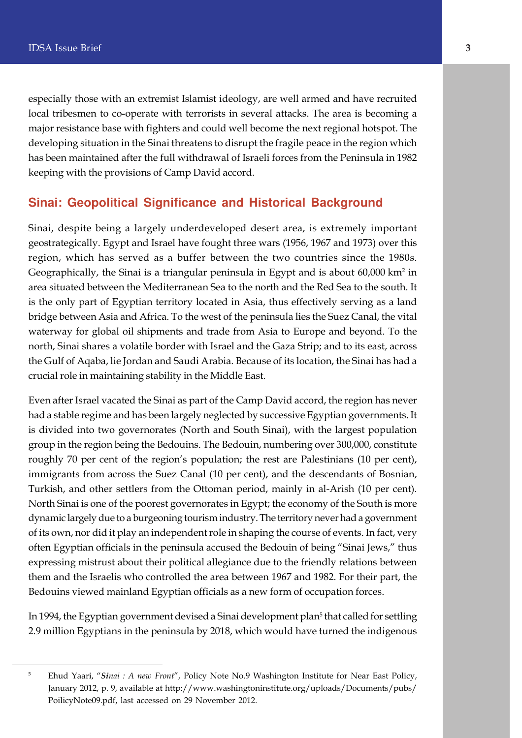especially those with an extremist Islamist ideology, are well armed and have recruited local tribesmen to co-operate with terrorists in several attacks. The area is becoming a major resistance base with fighters and could well become the next regional hotspot. The developing situation in the Sinai threatens to disrupt the fragile peace in the region which has been maintained after the full withdrawal of Israeli forces from the Peninsula in 1982 keeping with the provisions of Camp David accord.

## Sinai: Geopolitical Significance and Historical Background

Sinai, despite being a largely underdeveloped desert area, is extremely important geostrategically. Egypt and Israel have fought three wars (1956, 1967 and 1973) over this region, which has served as a buffer between the two countries since the 1980s. Geographically, the Sinai is a triangular peninsula in Egypt and is about 60,000 km$^2$ in area situated between the Mediterranean Sea to the north and the Red Sea to the south. It is the only part of Egyptian territory located in Asia, thus effectively serving as a land bridge between Asia and Africa. To the west of the peninsula lies the Suez Canal, the vital waterway for global oil shipments and trade from Asia to Europe and beyond. To the north, Sinai shares a volatile border with Israel and the Gaza Strip; and to its east, across the Gulf of Aqaba, lie Jordan and Saudi Arabia. Because of its location, the Sinai has had a crucial role in maintaining stability in the Middle East.

Even after Israel vacated the Sinai as part of the Camp David accord, the region has never had a stable regime and has been largely neglected by successive Egyptian governments. It is divided into two governorates (North and South Sinai), with the largest population group in the region being the Bedouins. The Bedouin, numbering over 300,000, constitute roughly 70 per cent of the region's population; the rest are Palestinians (10 per cent), immigrants from across the Suez Canal (10 per cent), and the descendants of Bosnian, Turkish, and other settlers from the Ottoman period, mainly in al-Arish (10 per cent). North Sinai is one of the poorest governorates in Egypt; the economy of the South is more dynamic largely due to a burgeoning tourism industry. The territory never had a government of its own, nor did it play an independent role in shaping the course of events. In fact, very often Egyptian officials in the peninsula accused the Bedouin of being "Sinai Jews," thus expressing mistrust about their political allegiance due to the friendly relations between them and the Israelis who controlled the area between 1967 and 1982. For their part, the Bedouins viewed mainland Egyptian officials as a new form of occupation forces.

In 1994, the Egyptian government devised a Sinai development plan[5] that called for settling 2.9 million Egyptians in the peninsula by 2018, which would have turned the indigenous

---

[5] Ehud Yaari, "*Sinai : A new Front*", Policy Note No.9 Washington Institute for Near East Policy, January 2012, p. 9, available at http://www.washingtoninstitute.org/uploads/Documents/pubs/PoilicyNote09.pdf, last accessed on 29 November 2012.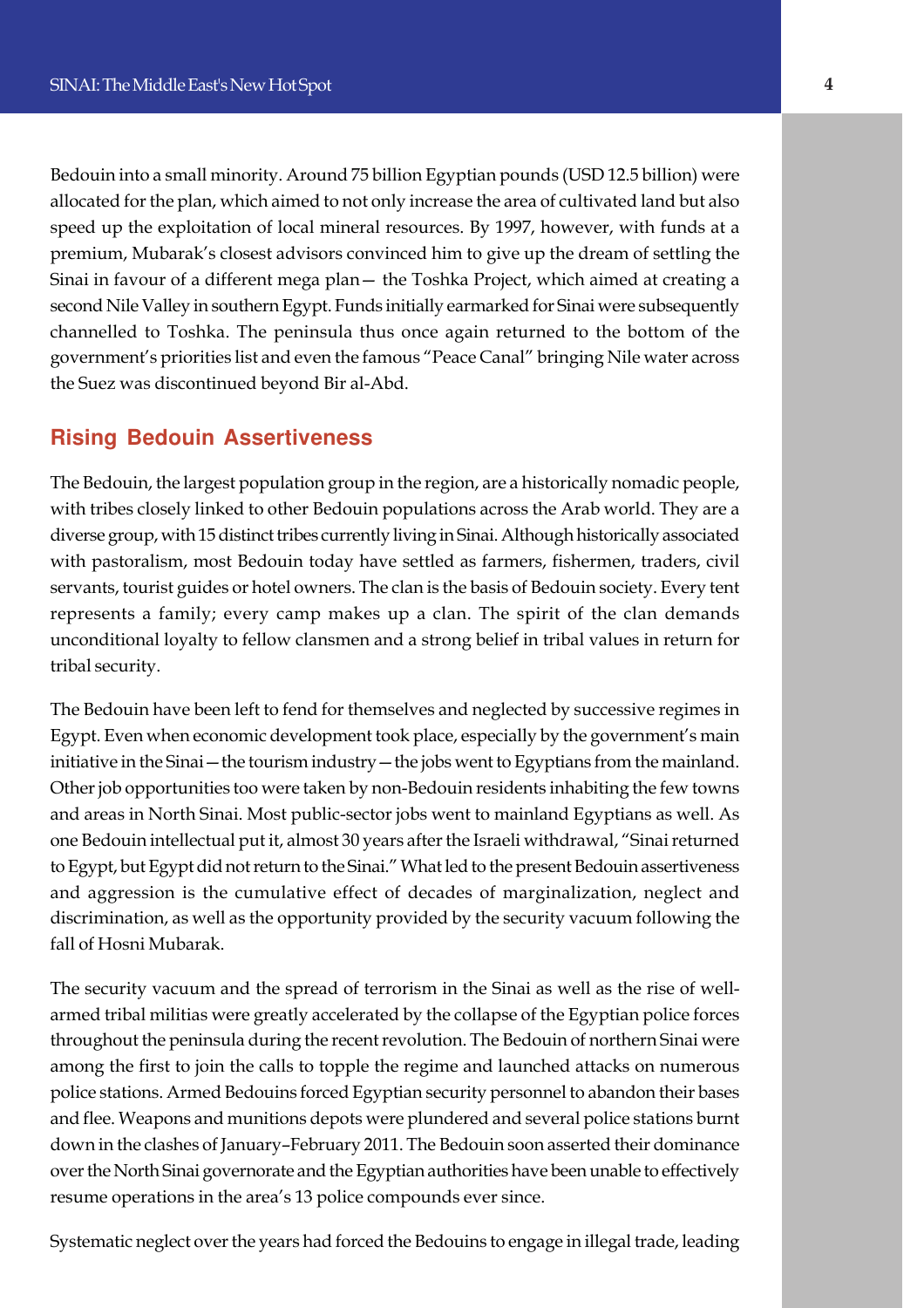Bedouin into a small minority. Around 75 billion Egyptian pounds (USD 12.5 billion) were allocated for the plan, which aimed to not only increase the area of cultivated land but also speed up the exploitation of local mineral resources. By 1997, however, with funds at a premium, Mubarak's closest advisors convinced him to give up the dream of settling the Sinai in favour of a different mega plan— the Toshka Project, which aimed at creating a second Nile Valley in southern Egypt. Funds initially earmarked for Sinai were subsequently channelled to Toshka. The peninsula thus once again returned to the bottom of the government's priorities list and even the famous "Peace Canal" bringing Nile water across the Suez was discontinued beyond Bir al-Abd.

## Rising Bedouin Assertiveness

The Bedouin, the largest population group in the region, are a historically nomadic people, with tribes closely linked to other Bedouin populations across the Arab world. They are a diverse group, with 15 distinct tribes currently living in Sinai. Although historically associated with pastoralism, most Bedouin today have settled as farmers, fishermen, traders, civil servants, tourist guides or hotel owners. The clan is the basis of Bedouin society. Every tent represents a family; every camp makes up a clan. The spirit of the clan demands unconditional loyalty to fellow clansmen and a strong belief in tribal values in return for tribal security.

The Bedouin have been left to fend for themselves and neglected by successive regimes in Egypt. Even when economic development took place, especially by the government's main initiative in the Sinai—the tourism industry—the jobs went to Egyptians from the mainland. Other job opportunities too were taken by non-Bedouin residents inhabiting the few towns and areas in North Sinai. Most public-sector jobs went to mainland Egyptians as well. As one Bedouin intellectual put it, almost 30 years after the Israeli withdrawal, "Sinai returned to Egypt, but Egypt did not return to the Sinai." What led to the present Bedouin assertiveness and aggression is the cumulative effect of decades of marginalization, neglect and discrimination, as well as the opportunity provided by the security vacuum following the fall of Hosni Mubarak.

The security vacuum and the spread of terrorism in the Sinai as well as the rise of well-armed tribal militias were greatly accelerated by the collapse of the Egyptian police forces throughout the peninsula during the recent revolution. The Bedouin of northern Sinai were among the first to join the calls to topple the regime and launched attacks on numerous police stations. Armed Bedouins forced Egyptian security personnel to abandon their bases and flee. Weapons and munitions depots were plundered and several police stations burnt down in the clashes of January–February 2011. The Bedouin soon asserted their dominance over the North Sinai governorate and the Egyptian authorities have been unable to effectively resume operations in the area's 13 police compounds ever since.

Systematic neglect over the years had forced the Bedouins to engage in illegal trade, leading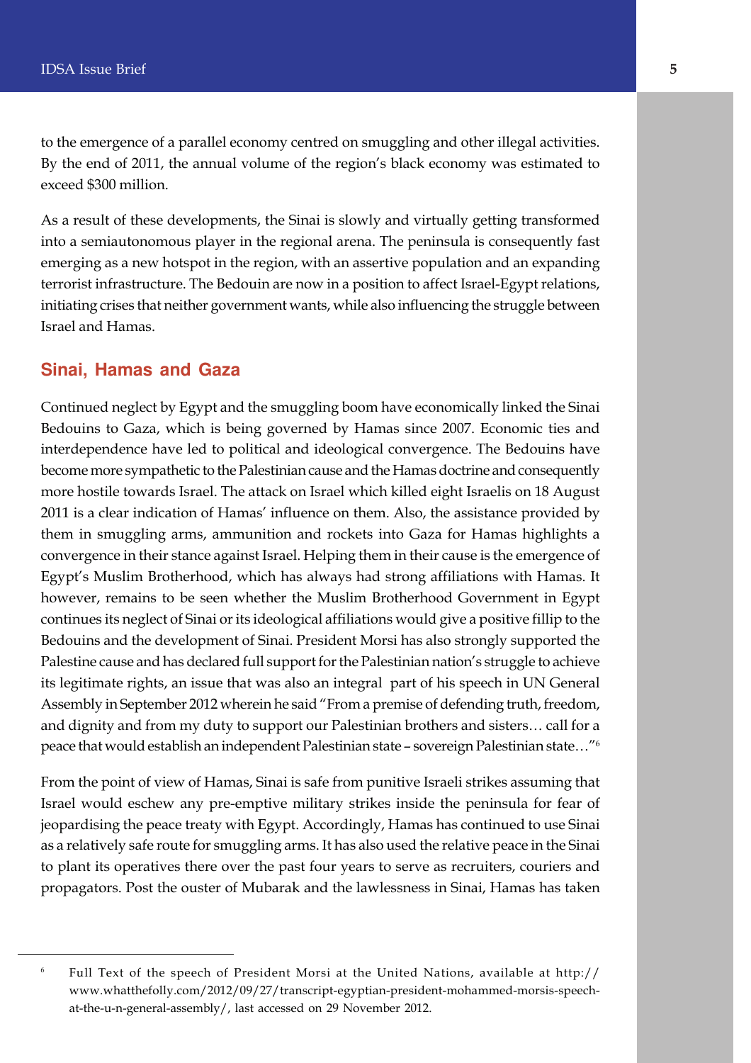to the emergence of a parallel economy centred on smuggling and other illegal activities. By the end of 2011, the annual volume of the region's black economy was estimated to exceed $300 million.

As a result of these developments, the Sinai is slowly and virtually getting transformed into a semiautonomous player in the regional arena. The peninsula is consequently fast emerging as a new hotspot in the region, with an assertive population and an expanding terrorist infrastructure. The Bedouin are now in a position to affect Israel-Egypt relations, initiating crises that neither government wants, while also influencing the struggle between Israel and Hamas.

## Sinai, Hamas and Gaza

Continued neglect by Egypt and the smuggling boom have economically linked the Sinai Bedouins to Gaza, which is being governed by Hamas since 2007. Economic ties and interdependence have led to political and ideological convergence. The Bedouins have become more sympathetic to the Palestinian cause and the Hamas doctrine and consequently more hostile towards Israel. The attack on Israel which killed eight Israelis on 18 August 2011 is a clear indication of Hamas' influence on them. Also, the assistance provided by them in smuggling arms, ammunition and rockets into Gaza for Hamas highlights a convergence in their stance against Israel. Helping them in their cause is the emergence of Egypt's Muslim Brotherhood, which has always had strong affiliations with Hamas. It however, remains to be seen whether the Muslim Brotherhood Government in Egypt continues its neglect of Sinai or its ideological affiliations would give a positive fillip to the Bedouins and the development of Sinai. President Morsi has also strongly supported the Palestine cause and has declared full support for the Palestinian nation's struggle to achieve its legitimate rights, an issue that was also an integral part of his speech in UN General Assembly in September 2012 wherein he said "From a premise of defending truth, freedom, and dignity and from my duty to support our Palestinian brothers and sisters… call for a peace that would establish an independent Palestinian state – sovereign Palestinian state…"[6]

From the point of view of Hamas, Sinai is safe from punitive Israeli strikes assuming that Israel would eschew any pre-emptive military strikes inside the peninsula for fear of jeopardising the peace treaty with Egypt. Accordingly, Hamas has continued to use Sinai as a relatively safe route for smuggling arms. It has also used the relative peace in the Sinai to plant its operatives there over the past four years to serve as recruiters, couriers and propagators. Post the ouster of Mubarak and the lawlessness in Sinai, Hamas has taken

---

[6] Full Text of the speech of President Morsi at the United Nations, available at http://www.whatthefolly.com/2012/09/27/transcript-egyptian-president-mohammed-morsis-speech-at-the-u-n-general-assembly/, last accessed on 29 November 2012.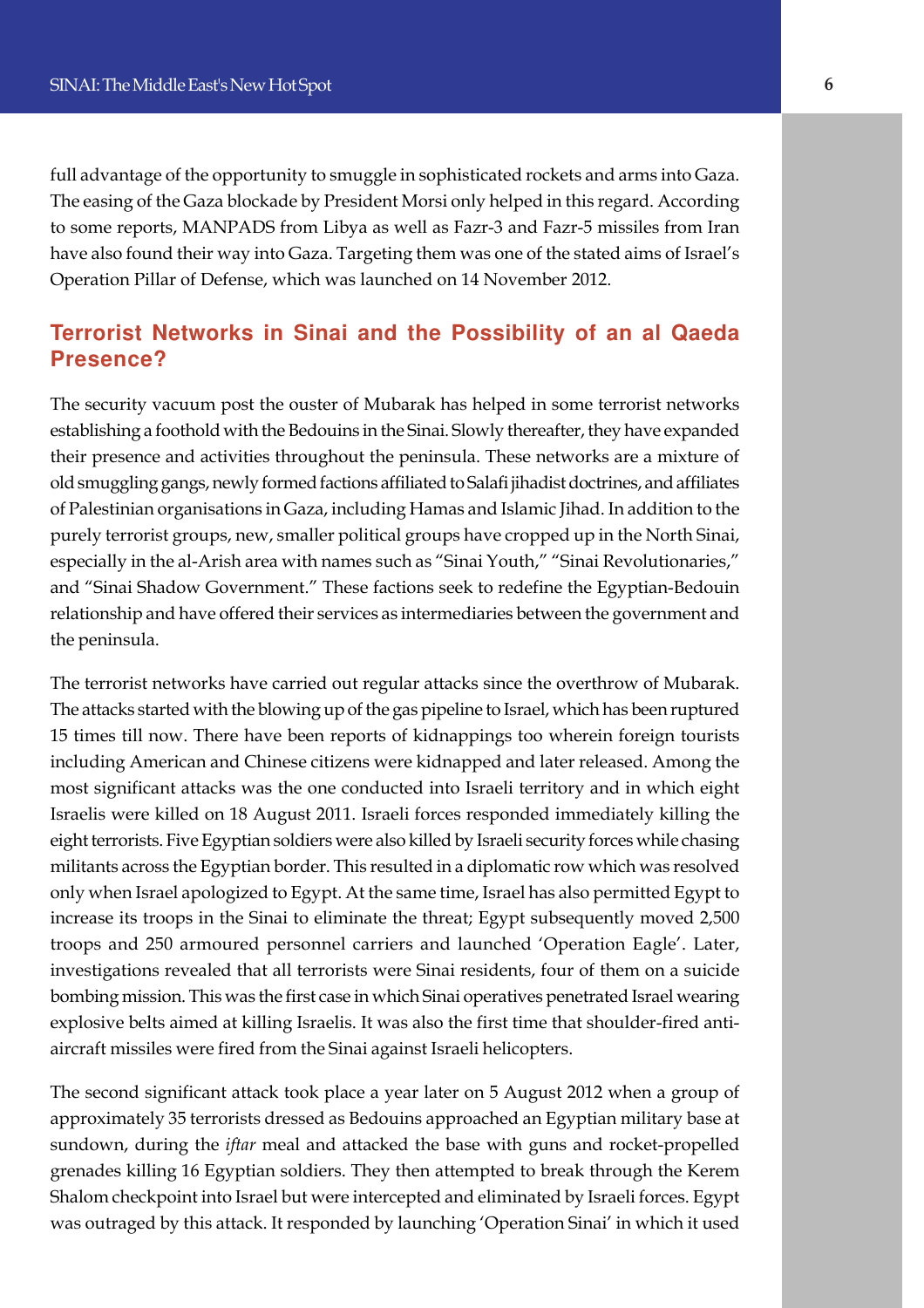full advantage of the opportunity to smuggle in sophisticated rockets and arms into Gaza. The easing of the Gaza blockade by President Morsi only helped in this regard. According to some reports, MANPADS from Libya as well as Fazr-3 and Fazr-5 missiles from Iran have also found their way into Gaza. Targeting them was one of the stated aims of Israel's Operation Pillar of Defense, which was launched on 14 November 2012.

## Terrorist Networks in Sinai and the Possibility of an al Qaeda Presence?

The security vacuum post the ouster of Mubarak has helped in some terrorist networks establishing a foothold with the Bedouins in the Sinai. Slowly thereafter, they have expanded their presence and activities throughout the peninsula. These networks are a mixture of old smuggling gangs, newly formed factions affiliated to Salafi jihadist doctrines, and affiliates of Palestinian organisations in Gaza, including Hamas and Islamic Jihad. In addition to the purely terrorist groups, new, smaller political groups have cropped up in the North Sinai, especially in the al-Arish area with names such as "Sinai Youth," "Sinai Revolutionaries," and "Sinai Shadow Government." These factions seek to redefine the Egyptian-Bedouin relationship and have offered their services as intermediaries between the government and the peninsula.

The terrorist networks have carried out regular attacks since the overthrow of Mubarak. The attacks started with the blowing up of the gas pipeline to Israel, which has been ruptured 15 times till now. There have been reports of kidnappings too wherein foreign tourists including American and Chinese citizens were kidnapped and later released. Among the most significant attacks was the one conducted into Israeli territory and in which eight Israelis were killed on 18 August 2011. Israeli forces responded immediately killing the eight terrorists. Five Egyptian soldiers were also killed by Israeli security forces while chasing militants across the Egyptian border. This resulted in a diplomatic row which was resolved only when Israel apologized to Egypt. At the same time, Israel has also permitted Egypt to increase its troops in the Sinai to eliminate the threat; Egypt subsequently moved 2,500 troops and 250 armoured personnel carriers and launched 'Operation Eagle'. Later, investigations revealed that all terrorists were Sinai residents, four of them on a suicide bombing mission. This was the first case in which Sinai operatives penetrated Israel wearing explosive belts aimed at killing Israelis. It was also the first time that shoulder-fired anti-aircraft missiles were fired from the Sinai against Israeli helicopters.

The second significant attack took place a year later on 5 August 2012 when a group of approximately 35 terrorists dressed as Bedouins approached an Egyptian military base at sundown, during the *iftar* meal and attacked the base with guns and rocket-propelled grenades killing 16 Egyptian soldiers. They then attempted to break through the Kerem Shalom checkpoint into Israel but were intercepted and eliminated by Israeli forces. Egypt was outraged by this attack. It responded by launching 'Operation Sinai' in which it used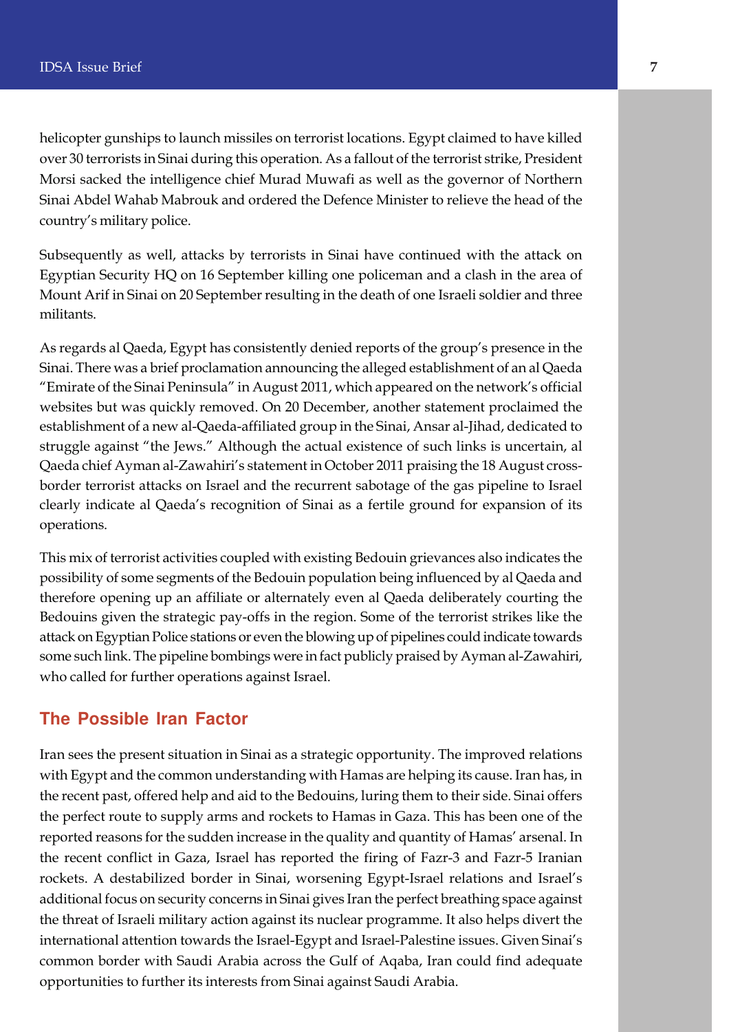helicopter gunships to launch missiles on terrorist locations. Egypt claimed to have killed over 30 terrorists in Sinai during this operation. As a fallout of the terrorist strike, President Morsi sacked the intelligence chief Murad Muwafi as well as the governor of Northern Sinai Abdel Wahab Mabrouk and ordered the Defence Minister to relieve the head of the country's military police.

Subsequently as well, attacks by terrorists in Sinai have continued with the attack on Egyptian Security HQ on 16 September killing one policeman and a clash in the area of Mount Arif in Sinai on 20 September resulting in the death of one Israeli soldier and three militants.

As regards al Qaeda, Egypt has consistently denied reports of the group's presence in the Sinai. There was a brief proclamation announcing the alleged establishment of an al Qaeda "Emirate of the Sinai Peninsula" in August 2011, which appeared on the network's official websites but was quickly removed. On 20 December, another statement proclaimed the establishment of a new al-Qaeda-affiliated group in the Sinai, Ansar al-Jihad, dedicated to struggle against "the Jews." Although the actual existence of such links is uncertain, al Qaeda chief Ayman al-Zawahiri's statement in October 2011 praising the 18 August cross-border terrorist attacks on Israel and the recurrent sabotage of the gas pipeline to Israel clearly indicate al Qaeda's recognition of Sinai as a fertile ground for expansion of its operations.

This mix of terrorist activities coupled with existing Bedouin grievances also indicates the possibility of some segments of the Bedouin population being influenced by al Qaeda and therefore opening up an affiliate or alternately even al Qaeda deliberately courting the Bedouins given the strategic pay-offs in the region. Some of the terrorist strikes like the attack on Egyptian Police stations or even the blowing up of pipelines could indicate towards some such link. The pipeline bombings were in fact publicly praised by Ayman al-Zawahiri, who called for further operations against Israel.

## The Possible Iran Factor

Iran sees the present situation in Sinai as a strategic opportunity. The improved relations with Egypt and the common understanding with Hamas are helping its cause. Iran has, in the recent past, offered help and aid to the Bedouins, luring them to their side. Sinai offers the perfect route to supply arms and rockets to Hamas in Gaza. This has been one of the reported reasons for the sudden increase in the quality and quantity of Hamas' arsenal. In the recent conflict in Gaza, Israel has reported the firing of Fazr-3 and Fazr-5 Iranian rockets. A destabilized border in Sinai, worsening Egypt-Israel relations and Israel's additional focus on security concerns in Sinai gives Iran the perfect breathing space against the threat of Israeli military action against its nuclear programme. It also helps divert the international attention towards the Israel-Egypt and Israel-Palestine issues. Given Sinai's common border with Saudi Arabia across the Gulf of Aqaba, Iran could find adequate opportunities to further its interests from Sinai against Saudi Arabia.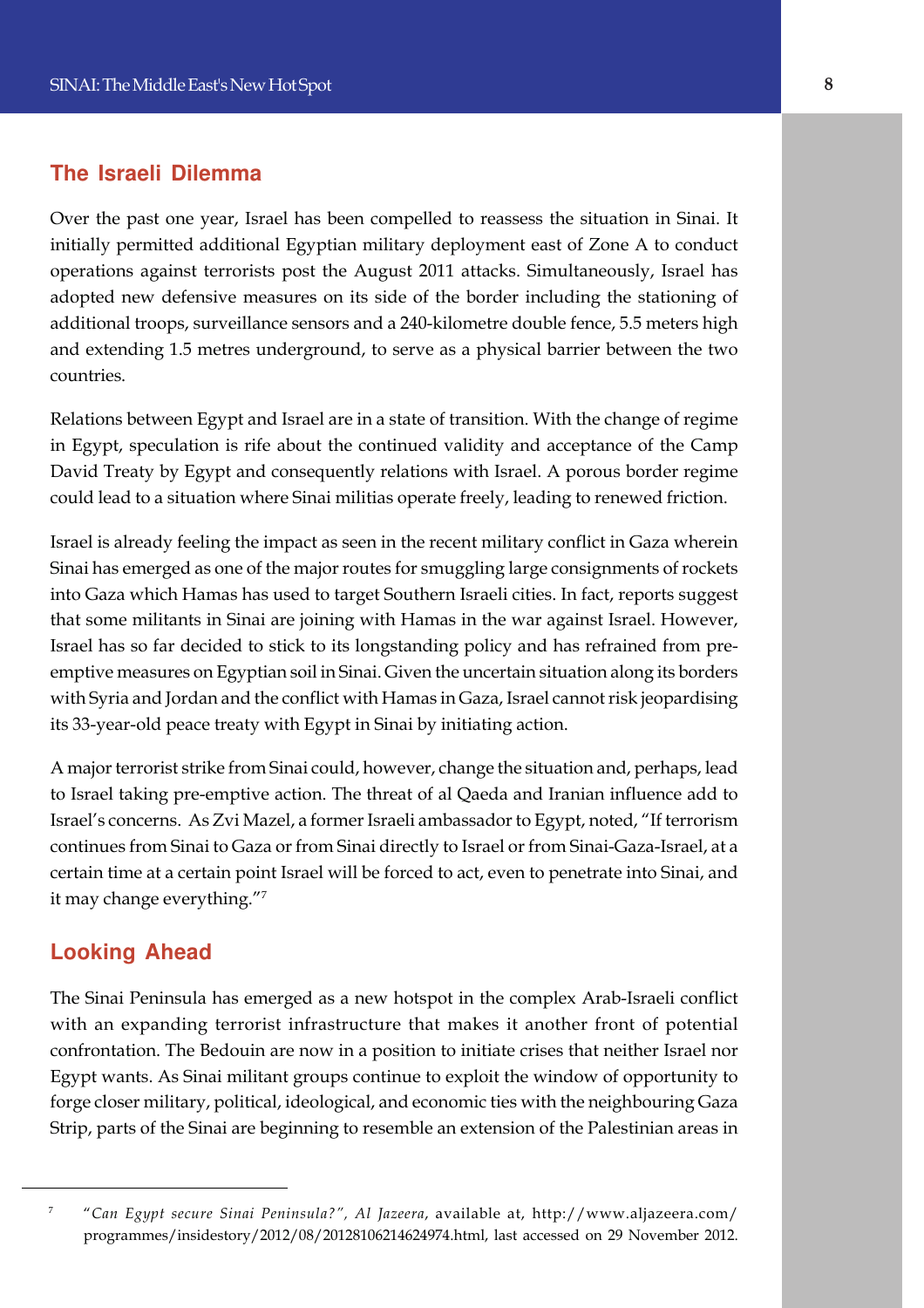## The Israeli Dilemma

Over the past one year, Israel has been compelled to reassess the situation in Sinai. It initially permitted additional Egyptian military deployment east of Zone A to conduct operations against terrorists post the August 2011 attacks. Simultaneously, Israel has adopted new defensive measures on its side of the border including the stationing of additional troops, surveillance sensors and a 240-kilometre double fence, 5.5 meters high and extending 1.5 metres underground, to serve as a physical barrier between the two countries.

Relations between Egypt and Israel are in a state of transition. With the change of regime in Egypt, speculation is rife about the continued validity and acceptance of the Camp David Treaty by Egypt and consequently relations with Israel. A porous border regime could lead to a situation where Sinai militias operate freely, leading to renewed friction.

Israel is already feeling the impact as seen in the recent military conflict in Gaza wherein Sinai has emerged as one of the major routes for smuggling large consignments of rockets into Gaza which Hamas has used to target Southern Israeli cities. In fact, reports suggest that some militants in Sinai are joining with Hamas in the war against Israel. However, Israel has so far decided to stick to its longstanding policy and has refrained from pre-emptive measures on Egyptian soil in Sinai. Given the uncertain situation along its borders with Syria and Jordan and the conflict with Hamas in Gaza, Israel cannot risk jeopardising its 33-year-old peace treaty with Egypt in Sinai by initiating action.

A major terrorist strike from Sinai could, however, change the situation and, perhaps, lead to Israel taking pre-emptive action. The threat of al Qaeda and Iranian influence add to Israel's concerns. As Zvi Mazel, a former Israeli ambassador to Egypt, noted, "If terrorism continues from Sinai to Gaza or from Sinai directly to Israel or from Sinai-Gaza-Israel, at a certain time at a certain point Israel will be forced to act, even to penetrate into Sinai, and it may change everything."[7]

## Looking Ahead

The Sinai Peninsula has emerged as a new hotspot in the complex Arab-Israeli conflict with an expanding terrorist infrastructure that makes it another front of potential confrontation. The Bedouin are now in a position to initiate crises that neither Israel nor Egypt wants. As Sinai militant groups continue to exploit the window of opportunity to forge closer military, political, ideological, and economic ties with the neighbouring Gaza Strip, parts of the Sinai are beginning to resemble an extension of the Palestinian areas in

---

[7] *"Can Egypt secure Sinai Peninsula?", Al Jazeera*, available at, http://www.aljazeera.com/programmes/insidestory/2012/08/20128106214624974.html, last accessed on 29 November 2012.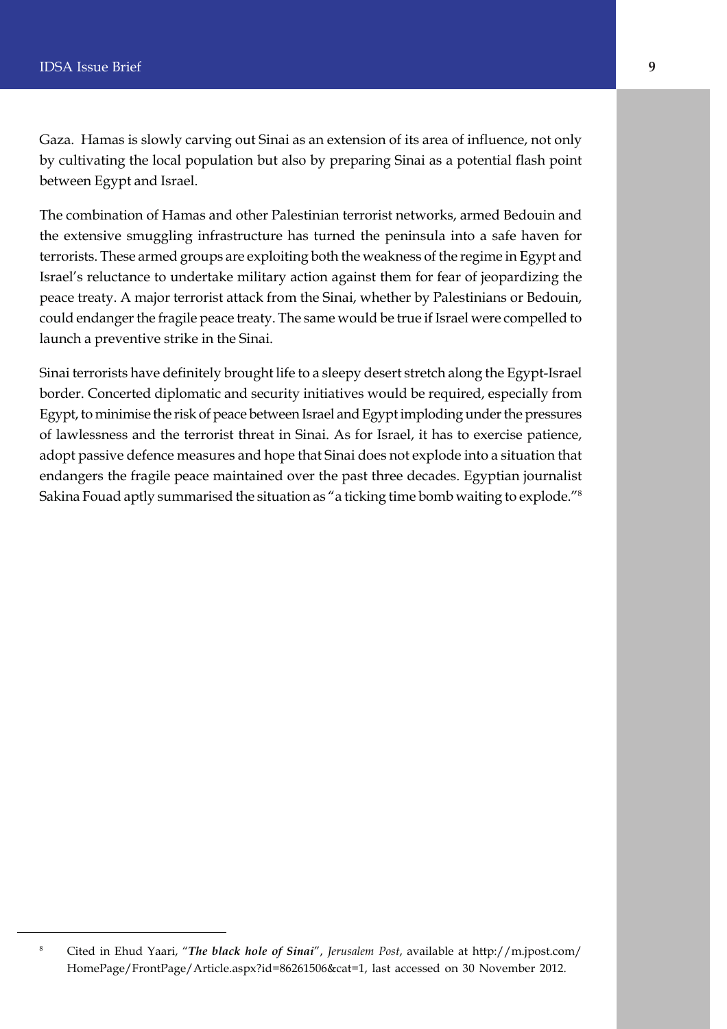Gaza. Hamas is slowly carving out Sinai as an extension of its area of influence, not only by cultivating the local population but also by preparing Sinai as a potential flash point between Egypt and Israel.

The combination of Hamas and other Palestinian terrorist networks, armed Bedouin and the extensive smuggling infrastructure has turned the peninsula into a safe haven for terrorists. These armed groups are exploiting both the weakness of the regime in Egypt and Israel's reluctance to undertake military action against them for fear of jeopardizing the peace treaty. A major terrorist attack from the Sinai, whether by Palestinians or Bedouin, could endanger the fragile peace treaty. The same would be true if Israel were compelled to launch a preventive strike in the Sinai.

Sinai terrorists have definitely brought life to a sleepy desert stretch along the Egypt-Israel border. Concerted diplomatic and security initiatives would be required, especially from Egypt, to minimise the risk of peace between Israel and Egypt imploding under the pressures of lawlessness and the terrorist threat in Sinai. As for Israel, it has to exercise patience, adopt passive defence measures and hope that Sinai does not explode into a situation that endangers the fragile peace maintained over the past three decades. Egyptian journalist Sakina Fouad aptly summarised the situation as "a ticking time bomb waiting to explode."[8]

---

[8] Cited in Ehud Yaari, "***The black hole of Sinai***", *Jerusalem Post*, available at http://m.jpost.com/HomePage/FrontPage/Article.aspx?id=86261506&cat=1, last accessed on 30 November 2012.